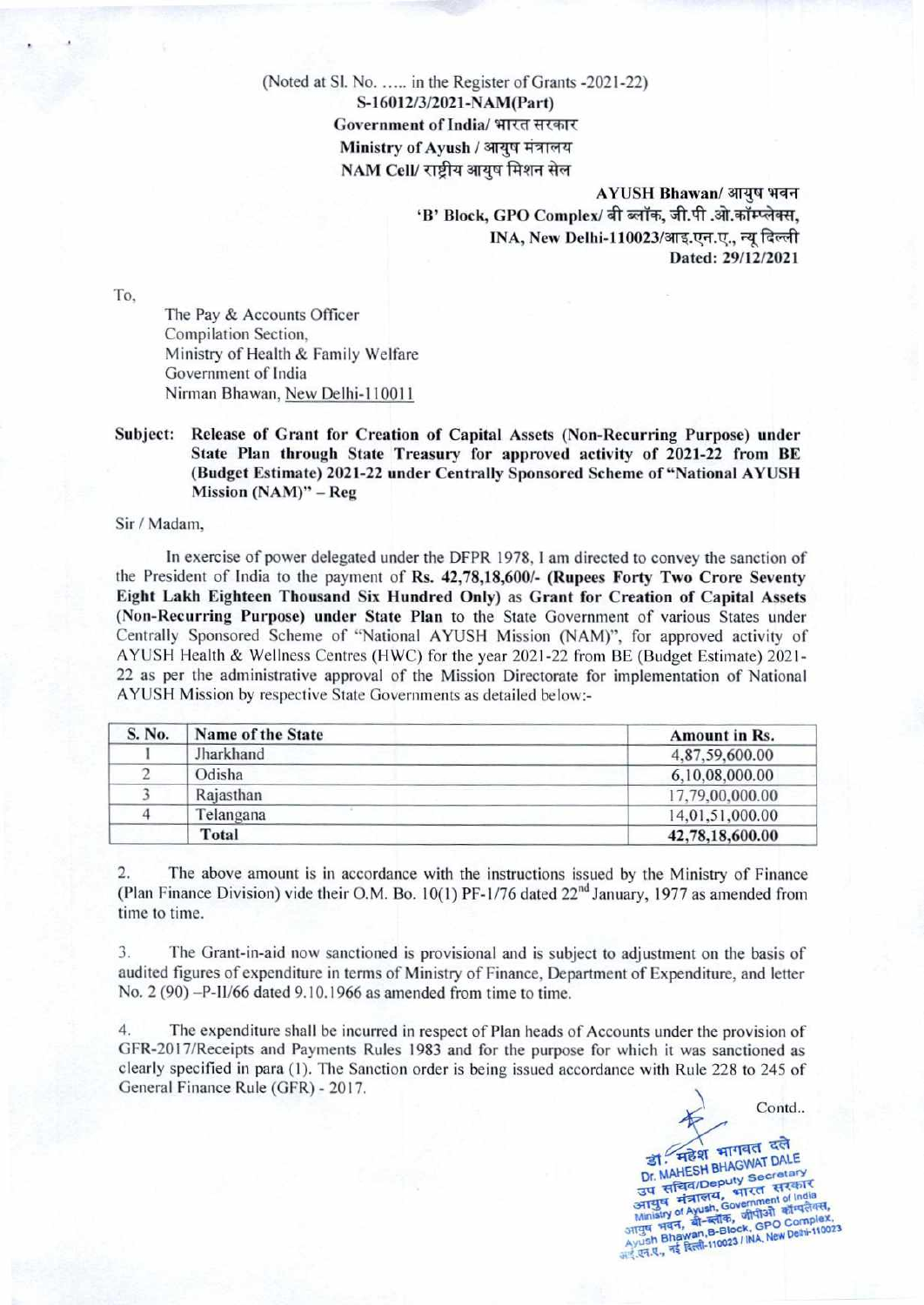(Noted at Sl. No. ..... in the Register of Grants -2021-22)
**S-16012/3/2021-NAM(Part)**
**Government of India/ भारत सरकार**
**Ministry of Ayush / आयुष मंत्रालय**
**NAM Cell/ राष्ट्रीय आयुष मिशन सेल**

**AYUSH Bhawan/ आयुष भवन**
**'B' Block, GPO Complex/ बी ब्लॉक, जी.पी .ओ.कॉम्प्लेक्स,**
**INA, New Delhi-110023/आइ.एन.ए., न्यू दिल्ली**
**Dated: 29/12/2021**

To,

The Pay & Accounts Officer
Compilation Section,
Ministry of Health & Family Welfare
Government of India
Nirman Bhawan, New Delhi-110011

**Subject: Release of Grant for Creation of Capital Assets (Non-Recurring Purpose) under State Plan through State Treasury for approved activity of 2021-22 from BE (Budget Estimate) 2021-22 under Centrally Sponsored Scheme of "National AYUSH Mission (NAM)" – Reg**

Sir / Madam,

In exercise of power delegated under the DFPR 1978, I am directed to convey the sanction of the President of India to the payment of **Rs. 42,78,18,600/- (Rupees Forty Two Crore Seventy Eight Lakh Eighteen Thousand Six Hundred Only)** as **Grant for Creation of Capital Assets (Non-Recurring Purpose) under State Plan** to the State Government of various States under Centrally Sponsored Scheme of "National AYUSH Mission (NAM)", for approved activity of AYUSH Health & Wellness Centres (HWC) for the year 2021-22 from BE (Budget Estimate) 2021-22 as per the administrative approval of the Mission Directorate for implementation of National AYUSH Mission by respective State Governments as detailed below:-

| S. No. | Name of the State | Amount in Rs. |
|---|---|---|
| 1 | Jharkhand | 4,87,59,600.00 |
| 2 | Odisha | 6,10,08,000.00 |
| 3 | Rajasthan | 17,79,00,000.00 |
| 4 | Telangana | 14,01,51,000.00 |
| | **Total** | **42,78,18,600.00** |

2. The above amount is in accordance with the instructions issued by the Ministry of Finance (Plan Finance Division) vide their O.M. Bo. 10(1) PF-1/76 dated 22nd January, 1977 as amended from time to time.

3. The Grant-in-aid now sanctioned is provisional and is subject to adjustment on the basis of audited figures of expenditure in terms of Ministry of Finance, Department of Expenditure, and letter No. 2 (90) –P-II/66 dated 9.10.1966 as amended from time to time.

4. The expenditure shall be incurred in respect of Plan heads of Accounts under the provision of GFR-2017/Receipts and Payments Rules 1983 and for the purpose for which it was sanctioned as clearly specified in para (1). The Sanction order is being issued accordance with Rule 228 to 245 of General Finance Rule (GFR) - 2017.

Contd..

डॉ. महेश भागवत दले
Dr. MAHESH BHAGWAT DALE
उप सचिव/Deputy Secretary
आयुष मंत्रालय, भारत सरकार
Ministry of Ayush, Government of India
आयुष भवन, बी-ब्लॉक, जीपीओ कॉम्प्लेक्स,
Ayush Bhawan, B-Block, GPO Complex,
आई.एन.ए., नई दिल्ली-110023 / INA, New Delhi-110023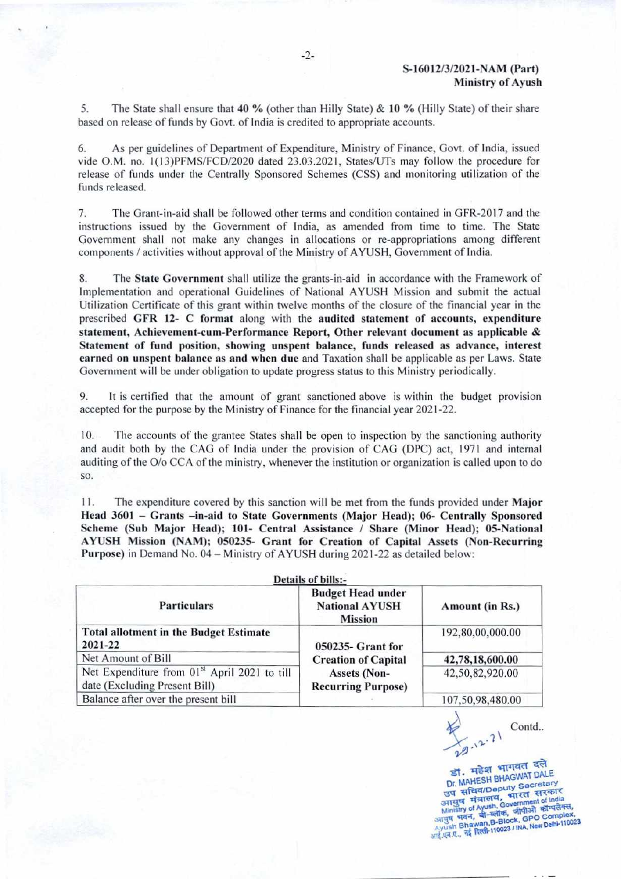**S-16012/3/2021-NAM (Part)**
**Ministry of Ayush**

5. The State shall ensure that **40 %** (other than Hilly State) & **10 %** (Hilly State) of their share based on release of funds by Govt. of India is credited to appropriate accounts.

6. As per guidelines of Department of Expenditure, Ministry of Finance, Govt. of India, issued vide O.M. no. 1(13)PFMS/FCD/2020 dated 23.03.2021, States/UTs may follow the procedure for release of funds under the Centrally Sponsored Schemes (CSS) and monitoring utilization of the funds released.

7. The Grant-in-aid shall be followed other terms and condition contained in GFR-2017 and the instructions issued by the Government of India, as amended from time to time. The State Government shall not make any changes in allocations or re-appropriations among different components / activities without approval of the Ministry of AYUSH, Government of India.

8. The **State Government** shall utilize the grants-in-aid in accordance with the Framework of Implementation and operational Guidelines of National AYUSH Mission and submit the actual Utilization Certificate of this grant within twelve months of the closure of the financial year in the prescribed **GFR 12- C format** along with the **audited statement of accounts, expenditure statement, Achievement-cum-Performance Report, Other relevant document as applicable & Statement of fund position, showing unspent balance, funds released as advance, interest earned on unspent balance as and when due** and Taxation shall be applicable as per Laws. State Government will be under obligation to update progress status to this Ministry periodically.

9. It is certified that the amount of grant sanctioned above is within the budget provision accepted for the purpose by the Ministry of Finance for the financial year 2021-22.

10. The accounts of the grantee States shall be open to inspection by the sanctioning authority and audit both by the CAG of India under the provision of CAG (DPC) act, 1971 and internal auditing of the O/o CCA of the ministry, whenever the institution or organization is called upon to do so.

11. The expenditure covered by this sanction will be met from the funds provided under **Major Head 3601 – Grants –in-aid to State Governments (Major Head); 06- Centrally Sponsored Scheme (Sub Major Head); 101- Central Assistance / Share (Minor Head); 05-National AYUSH Mission (NAM); 050235- Grant for Creation of Capital Assets (Non-Recurring Purpose)** in Demand No. 04 – Ministry of AYUSH during 2021-22 as detailed below:

**Details of bills:-**

| Particulars | Budget Head under National AYUSH Mission | Amount (in Rs.) |
|---|---|---|
| **Total allotment in the Budget Estimate 2021-22** | 050235- Grant for Creation of Capital Assets (Non-Recurring Purpose) | 192,80,00,000.00 |
| Net Amount of Bill | | **42,78,18,600.00** |
| Net Expenditure from 01st April 2021 to till date (Excluding Present Bill) | | 42,50,82,920.00 |
| Balance after over the present bill | | 107,50,98,480.00 |

29.12.21

Contd..

डॉ. महेश भागवत दले
Dr. MAHESH BHAGWAT DALE
उप सचिव/Deputy Secretary
आयुष मंत्रालय, भारत सरकार
Ministry of Ayush, Government of India
आयुष भवन, बी-ब्लॉक, जीपीओ कॉम्प्लेक्स,
Ayush Bhawan,B-Block, GPO Complex,
आई.एन.ए., नई दिल्ली-110023 / INA, New Delhi-110023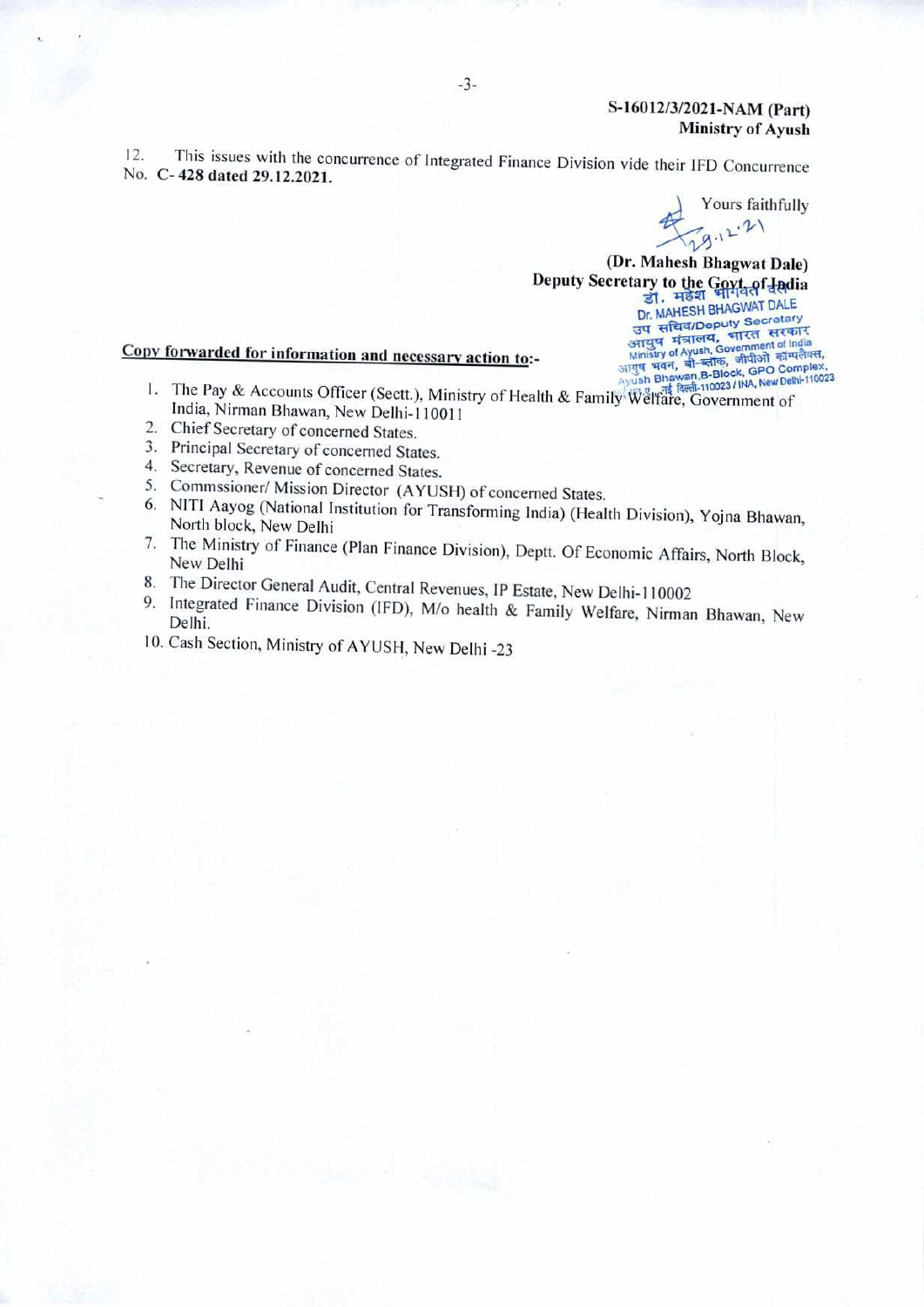**S-16012/3/2021-NAM (Part)**
**Ministry of Ayush**

12. This issues with the concurrence of Integrated Finance Division vide their IFD Concurrence No. **C- 428 dated 29.12.2021.**

Yours faithfully

29.12.21

**(Dr. Mahesh Bhagwat Dale)**
**Deputy Secretary to the Govt. of India**

डॉ. महेश भागवत दले
Dr. MAHESH BHAGWAT DALE
उप सचिव/Deputy Secretary
आयुष मंत्रालय, भारत सरकार
Ministry of Ayush, Government of India
आयुष भवन, बी-ब्लॉक, जीपीओ कॉम्प्लेक्स,
Ayush Bhawan, B-Block, GPO Complex,
आई.एन.ए., नई दिल्ली-110023 / INA, New Delhi-110023

**Copy forwarded for information and necessary action to:-**

1. The Pay & Accounts Officer (Sectt.), Ministry of Health & Family Welfare, Government of India, Nirman Bhawan, New Delhi-110011
2. Chief Secretary of concerned States.
3. Principal Secretary of concerned States.
4. Secretary, Revenue of concerned States.
5. Commssioner/ Mission Director (AYUSH) of concerned States.
6. NITI Aayog (National Institution for Transforming India) (Health Division), Yojna Bhawan, North block, New Delhi
7. The Ministry of Finance (Plan Finance Division), Deptt. Of Economic Affairs, North Block, New Delhi
8. The Director General Audit, Central Revenues, IP Estate, New Delhi-110002
9. Integrated Finance Division (IFD), M/o health & Family Welfare, Nirman Bhawan, New Delhi.
10. Cash Section, Ministry of AYUSH, New Delhi -23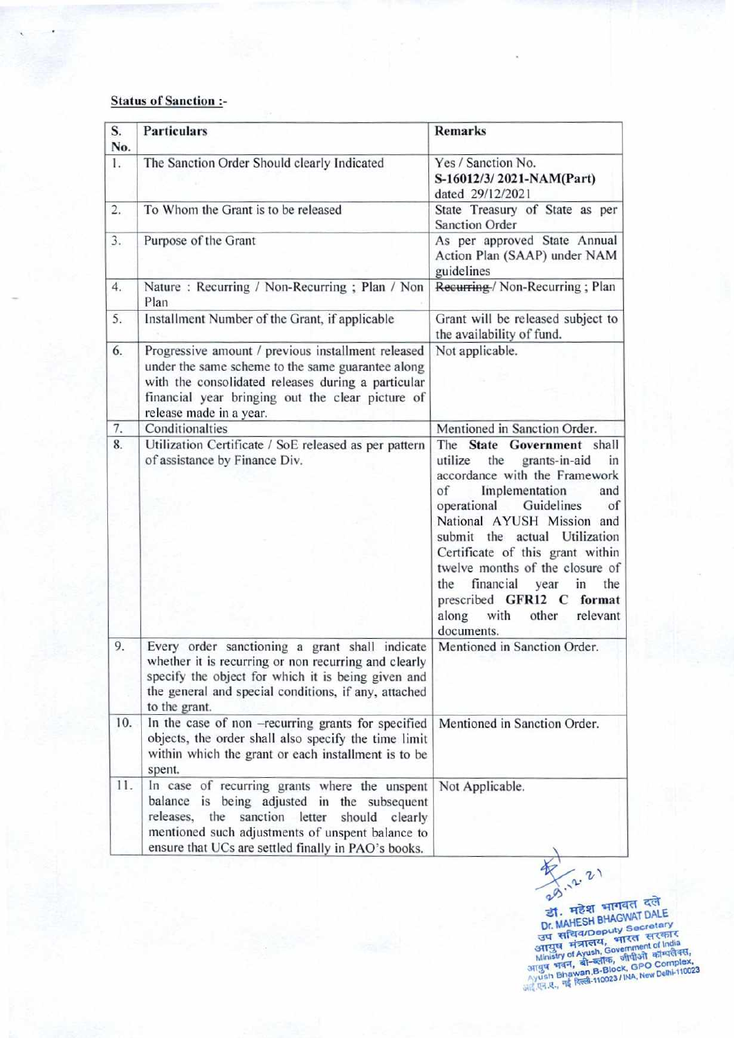**Status of Sanction :-**

| S. No. | Particulars | Remarks |
|---|---|---|
| 1. | The Sanction Order Should clearly Indicated | Yes / Sanction No. **S-16012/3/ 2021-NAM(Part)** dated 29/12/2021 |
| 2. | To Whom the Grant is to be released | State Treasury of State as per Sanction Order |
| 3. | Purpose of the Grant | As per approved State Annual Action Plan (SAAP) under NAM guidelines |
| 4. | Nature : Recurring / Non-Recurring ; Plan / Non Plan | ~~Recurring~~ / Non-Recurring ; Plan |
| 5. | Installment Number of the Grant, if applicable | Grant will be released subject to the availability of fund. |
| 6. | Progressive amount / previous installment released under the same scheme to the same guarantee along with the consolidated releases during a particular financial year bringing out the clear picture of release made in a year. | Not applicable. |
| 7. | Conditionalties | Mentioned in Sanction Order. |
| 8. | Utilization Certificate / SoE released as per pattern of assistance by Finance Div. | The **State Government** shall utilize the grants-in-aid in accordance with the Framework of Implementation and operational Guidelines of National AYUSH Mission and submit the actual Utilization Certificate of this grant within twelve months of the closure of the financial year in the prescribed **GFR12 C format** along with other relevant documents. |
| 9. | Every order sanctioning a grant shall indicate whether it is recurring or non recurring and clearly specify the object for which it is being given and the general and special conditions, if any, attached to the grant. | Mentioned in Sanction Order. |
| 10. | In the case of non –recurring grants for specified objects, the order shall also specify the time limit within which the grant or each installment is to be spent. | Mentioned in Sanction Order. |
| 11. | In case of recurring grants where the unspent balance is being adjusted in the subsequent releases, the sanction letter should clearly mentioned such adjustments of unspent balance to ensure that UCs are settled finally in PAO's books. | Not Applicable. |

29.12.21

डॉ. महेश भागवत दले
Dr. MAHESH BHAGWAT DALE
उप सचिव/Deputy Secretary
आयुष मंत्रालय, भारत सरकार
Ministry of Ayush, Government of India
आयुष भवन, बी-ब्लॉक, जीपीओ कॉम्पलेक्स,
Ayush Bhawan,B-Block, GPO Complex,
आई.एन.ए., नई दिल्ली-110023 / INA, New Delhi-110023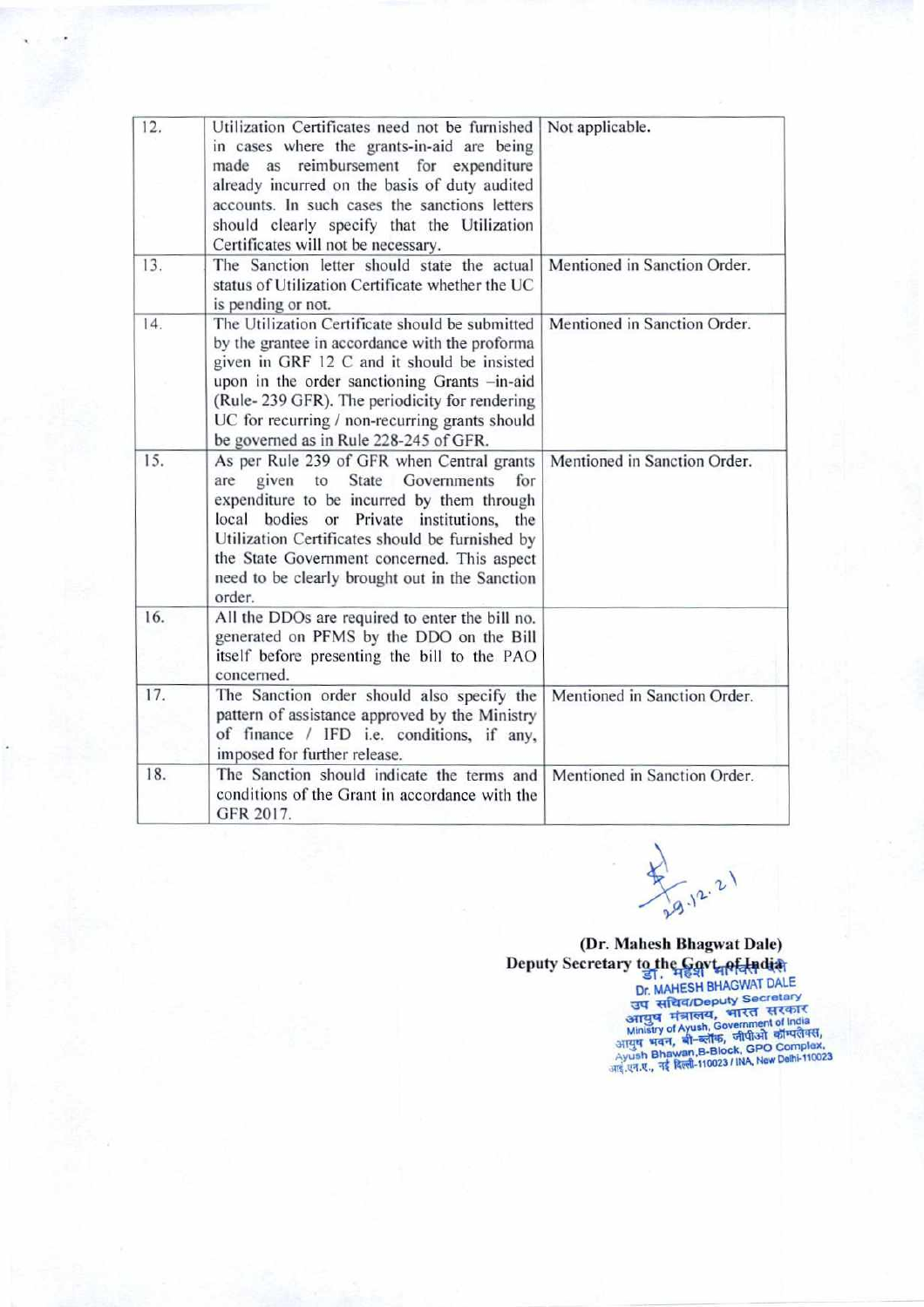| | | |
|---|---|---|
| 12. | Utilization Certificates need not be furnished in cases where the grants-in-aid are being made as reimbursement for expenditure already incurred on the basis of duty audited accounts. In such cases the sanctions letters should clearly specify that the Utilization Certificates will not be necessary. | Not applicable. |
| 13. | The Sanction letter should state the actual status of Utilization Certificate whether the UC is pending or not. | Mentioned in Sanction Order. |
| 14. | The Utilization Certificate should be submitted by the grantee in accordance with the proforma given in GRF 12 C and it should be insisted upon in the order sanctioning Grants –in-aid (Rule- 239 GFR). The periodicity for rendering UC for recurring / non-recurring grants should be governed as in Rule 228-245 of GFR. | Mentioned in Sanction Order. |
| 15. | As per Rule 239 of GFR when Central grants are given to State Governments for expenditure to be incurred by them through local bodies or Private institutions, the Utilization Certificates should be furnished by the State Government concerned. This aspect need to be clearly brought out in the Sanction order. | Mentioned in Sanction Order. |
| 16. | All the DDOs are required to enter the bill no. generated on PFMS by the DDO on the Bill itself before presenting the bill to the PAO concerned. | |
| 17. | The Sanction order should also specify the pattern of assistance approved by the Ministry of finance / IFD i.e. conditions, if any, imposed for further release. | Mentioned in Sanction Order. |
| 18. | The Sanction should indicate the terms and conditions of the Grant in accordance with the GFR 2017. | Mentioned in Sanction Order. |

29.12.21

**(Dr. Mahesh Bhagwat Dale)**
**Deputy Secretary to the Govt. of India**

डॉ. महेश भागवत डाले
Dr. MAHESH BHAGWAT DALE
उप सचिव/Deputy Secretary
आयुष मंत्रालय, भारत सरकार
Ministry of Ayush, Government of India
आयुष भवन, बी-ब्लॉक, जीपीओ कॉम्पलेक्स,
Ayush Bhawan, B-Block, GPO Complex,
आई.एन.ए., नई दिल्ली-110023 / INA, New Delhi-110023